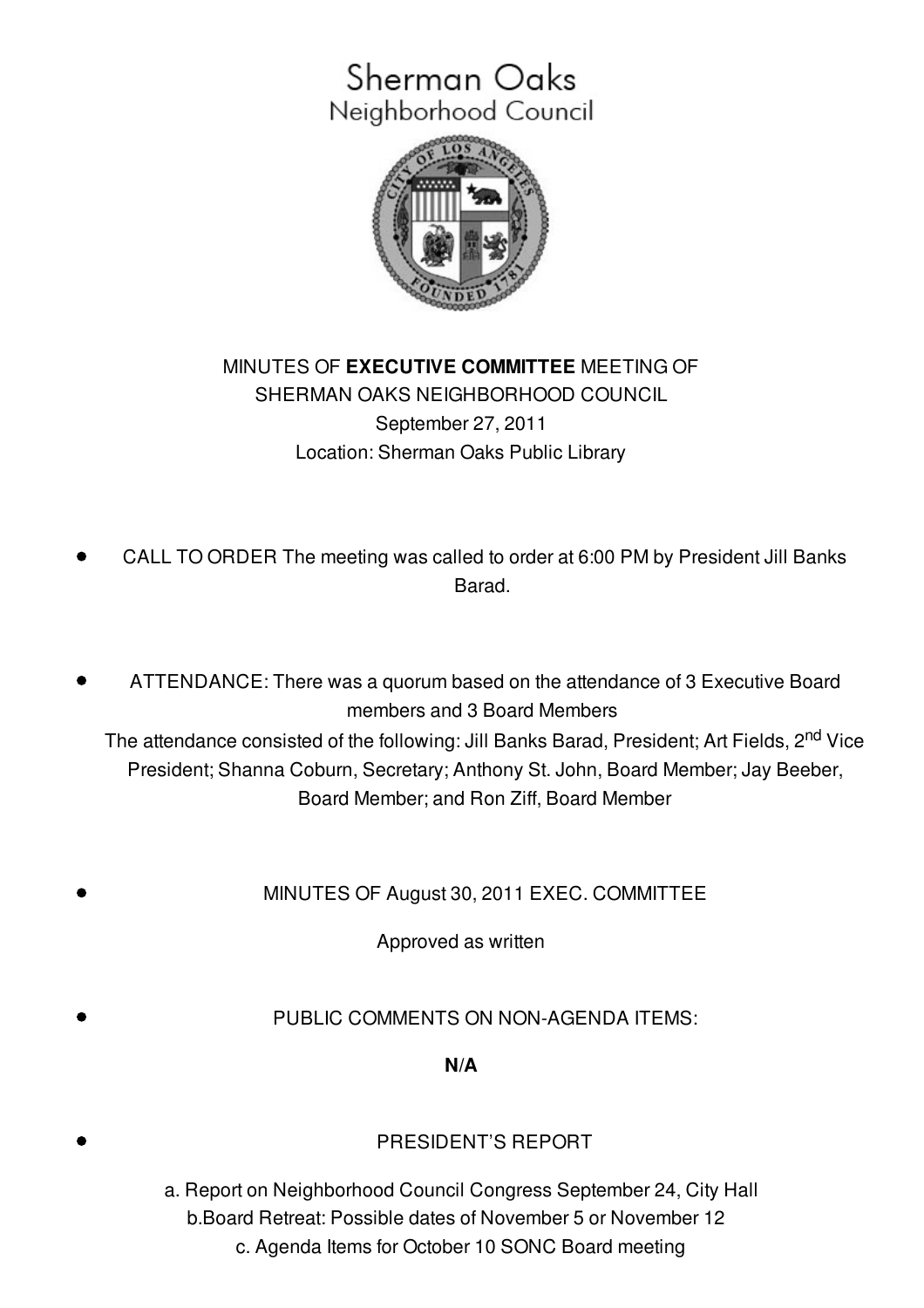# Sherman Oaks
## Neighborhood Council

MINUTES OF **EXECUTIVE COMMITTEE** MEETING OF
SHERMAN OAKS NEIGHBORHOOD COUNCIL
September 27, 2011
Location: Sherman Oaks Public Library

- CALL TO ORDER The meeting was called to order at 6:00 PM by President Jill Banks Barad.

- ATTENDANCE: There was a quorum based on the attendance of 3 Executive Board members and 3 Board Members

  The attendance consisted of the following: Jill Banks Barad, President; Art Fields, 2nd Vice President; Shanna Coburn, Secretary; Anthony St. John, Board Member; Jay Beeber, Board Member; and Ron Ziff, Board Member

- MINUTES OF August 30, 2011 EXEC. COMMITTEE

  Approved as written

- PUBLIC COMMENTS ON NON-AGENDA ITEMS:

  **N/A**

- PRESIDENT'S REPORT

  a. Report on Neighborhood Council Congress September 24, City Hall
  b.Board Retreat: Possible dates of November 5 or November 12
  c. Agenda Items for October 10 SONC Board meeting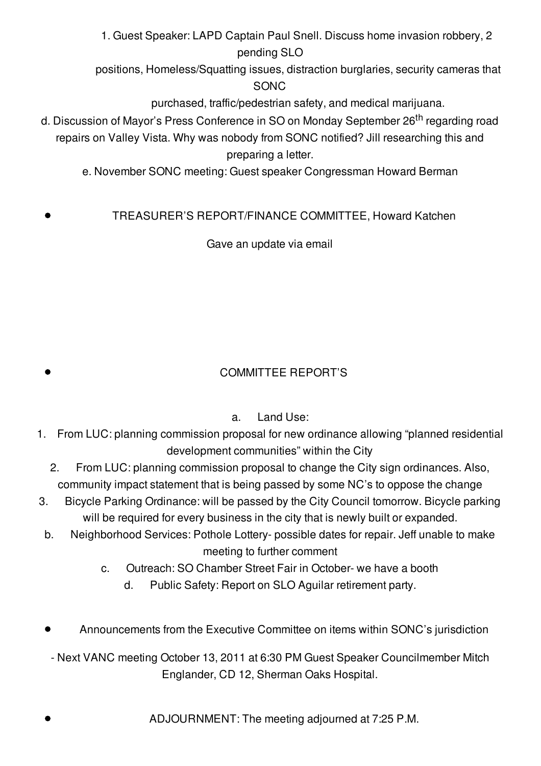1. Guest Speaker: LAPD Captain Paul Snell. Discuss home invasion robbery, 2 pending SLO positions, Homeless/Squatting issues, distraction burglaries, security cameras that SONC purchased, traffic/pedestrian safety, and medical marijuana.

d. Discussion of Mayor's Press Conference in SO on Monday September 26th regarding road repairs on Valley Vista. Why was nobody from SONC notified? Jill researching this and preparing a letter.

e. November SONC meeting: Guest speaker Congressman Howard Berman

- TREASURER'S REPORT/FINANCE COMMITTEE, Howard Katchen

Gave an update via email

- COMMITTEE REPORT'S

a. Land Use:

1. From LUC: planning commission proposal for new ordinance allowing "planned residential development communities" within the City
2. From LUC: planning commission proposal to change the City sign ordinances. Also, community impact statement that is being passed by some NC's to oppose the change
3. Bicycle Parking Ordinance: will be passed by the City Council tomorrow. Bicycle parking will be required for every business in the city that is newly built or expanded.

b. Neighborhood Services: Pothole Lottery- possible dates for repair. Jeff unable to make meeting to further comment

c. Outreach: SO Chamber Street Fair in October- we have a booth

d. Public Safety: Report on SLO Aguilar retirement party.

- Announcements from the Executive Committee on items within SONC's jurisdiction

- Next VANC meeting October 13, 2011 at 6:30 PM Guest Speaker Councilmember Mitch Englander, CD 12, Sherman Oaks Hospital.

- ADJOURNMENT: The meeting adjourned at 7:25 P.M.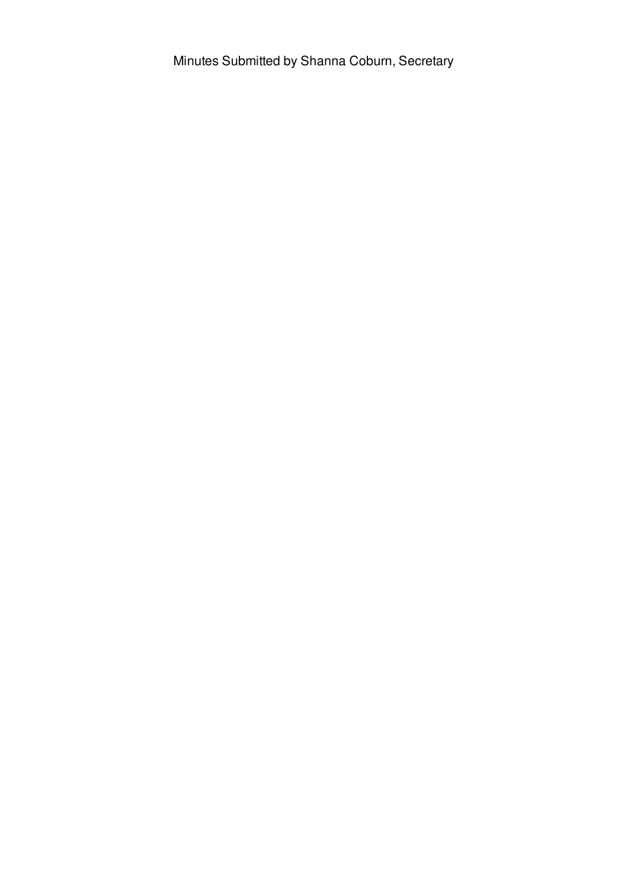Minutes Submitted by Shanna Coburn, Secretary